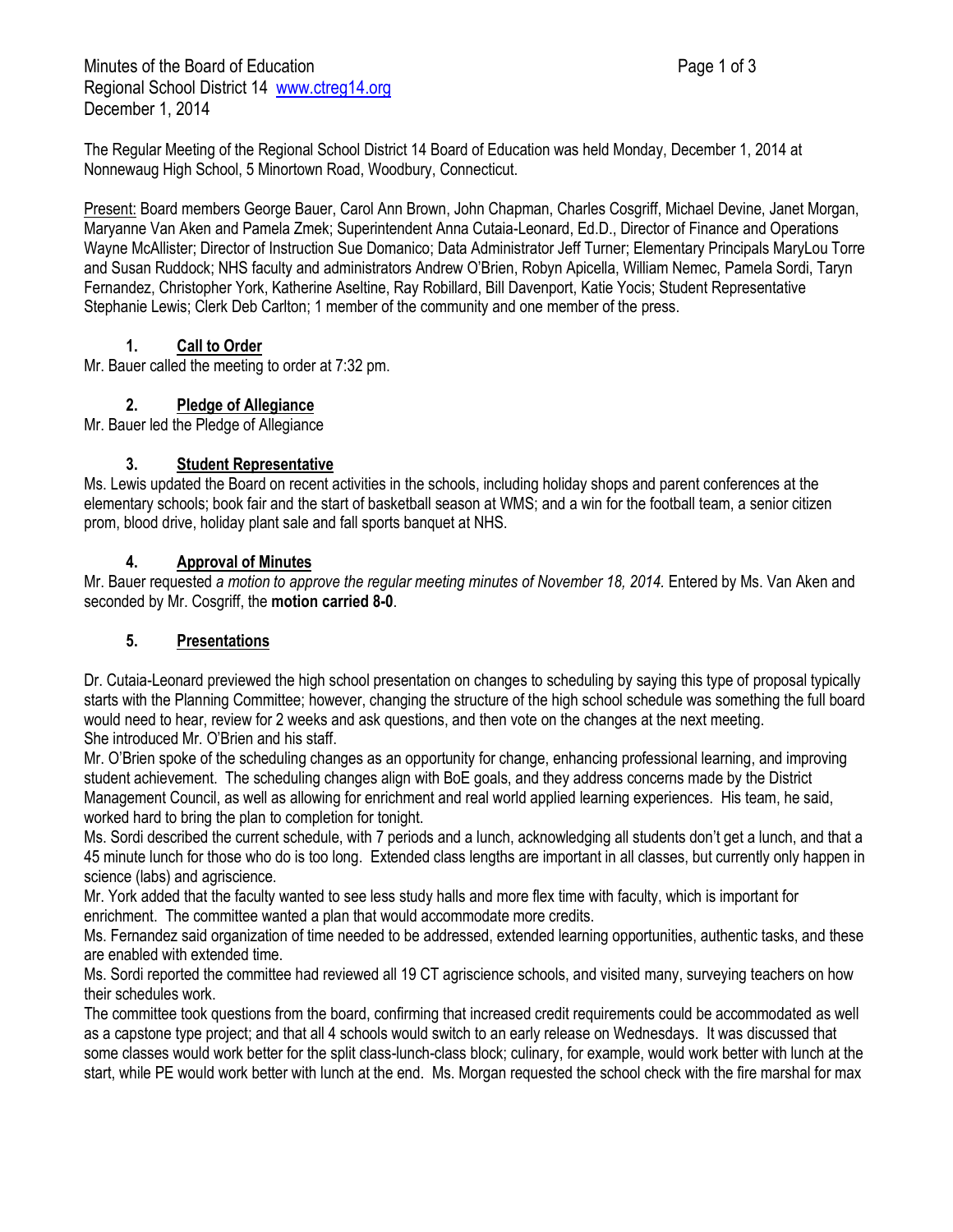Minutes of the Board of Education
Regional School District 14 www.ctreg14.org
December 1, 2014

The Regular Meeting of the Regional School District 14 Board of Education was held Monday, December 1, 2014 at Nonnewaug High School, 5 Minortown Road, Woodbury, Connecticut.

Present: Board members George Bauer, Carol Ann Brown, John Chapman, Charles Cosgriff, Michael Devine, Janet Morgan, Maryanne Van Aken and Pamela Zmek; Superintendent Anna Cutaia-Leonard, Ed.D., Director of Finance and Operations Wayne McAllister; Director of Instruction Sue Domanico; Data Administrator Jeff Turner; Elementary Principals MaryLou Torre and Susan Ruddock; NHS faculty and administrators Andrew O'Brien, Robyn Apicella, William Nemec, Pamela Sordi, Taryn Fernandez, Christopher York, Katherine Aseltine, Ray Robillard, Bill Davenport, Katie Yocis; Student Representative Stephanie Lewis; Clerk Deb Carlton; 1 member of the community and one member of the press.

## 1. Call to Order

Mr. Bauer called the meeting to order at 7:32 pm.

## 2. Pledge of Allegiance

Mr. Bauer led the Pledge of Allegiance

## 3. Student Representative

Ms. Lewis updated the Board on recent activities in the schools, including holiday shops and parent conferences at the elementary schools; book fair and the start of basketball season at WMS; and a win for the football team, a senior citizen prom, blood drive, holiday plant sale and fall sports banquet at NHS.

## 4. Approval of Minutes

Mr. Bauer requested *a motion to approve the regular meeting minutes of November 18, 2014.* Entered by Ms. Van Aken and seconded by Mr. Cosgriff, the **motion carried 8-0**.

## 5. Presentations

Dr. Cutaia-Leonard previewed the high school presentation on changes to scheduling by saying this type of proposal typically starts with the Planning Committee; however, changing the structure of the high school schedule was something the full board would need to hear, review for 2 weeks and ask questions, and then vote on the changes at the next meeting.
She introduced Mr. O'Brien and his staff.

Mr. O'Brien spoke of the scheduling changes as an opportunity for change, enhancing professional learning, and improving student achievement. The scheduling changes align with BoE goals, and they address concerns made by the District Management Council, as well as allowing for enrichment and real world applied learning experiences. His team, he said, worked hard to bring the plan to completion for tonight.

Ms. Sordi described the current schedule, with 7 periods and a lunch, acknowledging all students don't get a lunch, and that a 45 minute lunch for those who do is too long. Extended class lengths are important in all classes, but currently only happen in science (labs) and agriscience.

Mr. York added that the faculty wanted to see less study halls and more flex time with faculty, which is important for enrichment. The committee wanted a plan that would accommodate more credits.

Ms. Fernandez said organization of time needed to be addressed, extended learning opportunities, authentic tasks, and these are enabled with extended time.

Ms. Sordi reported the committee had reviewed all 19 CT agriscience schools, and visited many, surveying teachers on how their schedules work.

The committee took questions from the board, confirming that increased credit requirements could be accommodated as well as a capstone type project; and that all 4 schools would switch to an early release on Wednesdays. It was discussed that some classes would work better for the split class-lunch-class block; culinary, for example, would work better with lunch at the start, while PE would work better with lunch at the end. Ms. Morgan requested the school check with the fire marshal for max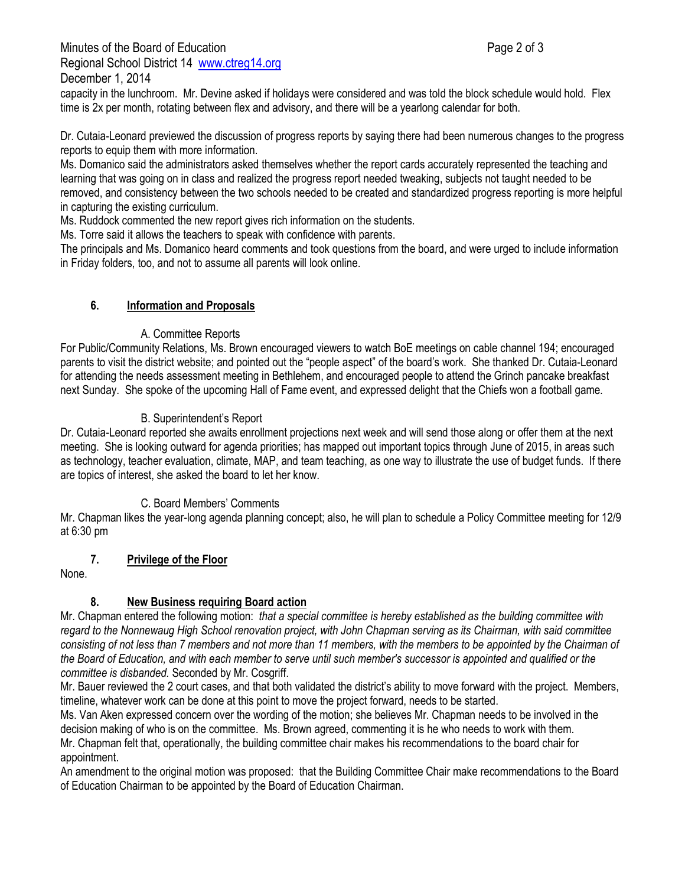capacity in the lunchroom. Mr. Devine asked if holidays were considered and was told the block schedule would hold. Flex time is 2x per month, rotating between flex and advisory, and there will be a yearlong calendar for both.

Dr. Cutaia-Leonard previewed the discussion of progress reports by saying there had been numerous changes to the progress reports to equip them with more information.

Ms. Domanico said the administrators asked themselves whether the report cards accurately represented the teaching and learning that was going on in class and realized the progress report needed tweaking, subjects not taught needed to be removed, and consistency between the two schools needed to be created and standardized progress reporting is more helpful in capturing the existing curriculum.

Ms. Ruddock commented the new report gives rich information on the students.

Ms. Torre said it allows the teachers to speak with confidence with parents.

The principals and Ms. Domanico heard comments and took questions from the board, and were urged to include information in Friday folders, too, and not to assume all parents will look online.

## 6. Information and Proposals

### A. Committee Reports

For Public/Community Relations, Ms. Brown encouraged viewers to watch BoE meetings on cable channel 194; encouraged parents to visit the district website; and pointed out the "people aspect" of the board's work. She thanked Dr. Cutaia-Leonard for attending the needs assessment meeting in Bethlehem, and encouraged people to attend the Grinch pancake breakfast next Sunday. She spoke of the upcoming Hall of Fame event, and expressed delight that the Chiefs won a football game.

### B. Superintendent's Report

Dr. Cutaia-Leonard reported she awaits enrollment projections next week and will send those along or offer them at the next meeting. She is looking outward for agenda priorities; has mapped out important topics through June of 2015, in areas such as technology, teacher evaluation, climate, MAP, and team teaching, as one way to illustrate the use of budget funds. If there are topics of interest, she asked the board to let her know.

### C. Board Members' Comments

Mr. Chapman likes the year-long agenda planning concept; also, he will plan to schedule a Policy Committee meeting for 12/9 at 6:30 pm

## 7. Privilege of the Floor

None.

## 8. New Business requiring Board action

Mr. Chapman entered the following motion: *that a special committee is hereby established as the building committee with regard to the Nonnewaug High School renovation project, with John Chapman serving as its Chairman, with said committee consisting of not less than 7 members and not more than 11 members, with the members to be appointed by the Chairman of the Board of Education, and with each member to serve until such member's successor is appointed and qualified or the committee is disbanded.* Seconded by Mr. Cosgriff.

Mr. Bauer reviewed the 2 court cases, and that both validated the district's ability to move forward with the project. Members, timeline, whatever work can be done at this point to move the project forward, needs to be started.

Ms. Van Aken expressed concern over the wording of the motion; she believes Mr. Chapman needs to be involved in the decision making of who is on the committee. Ms. Brown agreed, commenting it is he who needs to work with them.

Mr. Chapman felt that, operationally, the building committee chair makes his recommendations to the board chair for appointment.

An amendment to the original motion was proposed: that the Building Committee Chair make recommendations to the Board of Education Chairman to be appointed by the Board of Education Chairman.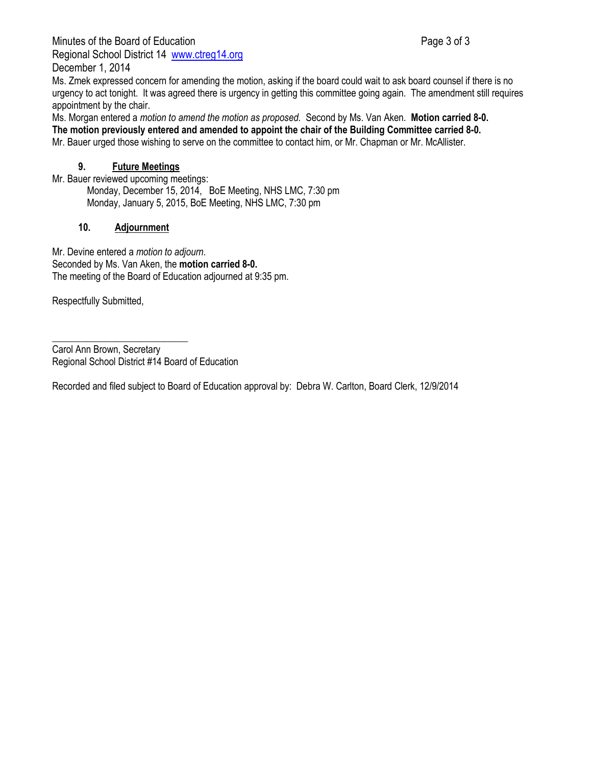Ms. Zmek expressed concern for amending the motion, asking if the board could wait to ask board counsel if there is no urgency to act tonight. It was agreed there is urgency in getting this committee going again. The amendment still requires appointment by the chair.

Ms. Morgan entered a *motion to amend the motion as proposed.* Second by Ms. Van Aken. **Motion carried 8-0.**

**The motion previously entered and amended to appoint the chair of the Building Committee carried 8-0.**

Mr. Bauer urged those wishing to serve on the committee to contact him, or Mr. Chapman or Mr. McAllister.

## 9. Future Meetings

Mr. Bauer reviewed upcoming meetings:

Monday, December 15, 2014, BoE Meeting, NHS LMC, 7:30 pm

Monday, January 5, 2015, BoE Meeting, NHS LMC, 7:30 pm

## 10. Adjournment

Mr. Devine entered a *motion to adjourn*.

Seconded by Ms. Van Aken, the **motion carried 8-0.**

The meeting of the Board of Education adjourned at 9:35 pm.

Respectfully Submitted,

___________________________

Carol Ann Brown, Secretary

Regional School District #14 Board of Education

Recorded and filed subject to Board of Education approval by: Debra W. Carlton, Board Clerk, 12/9/2014